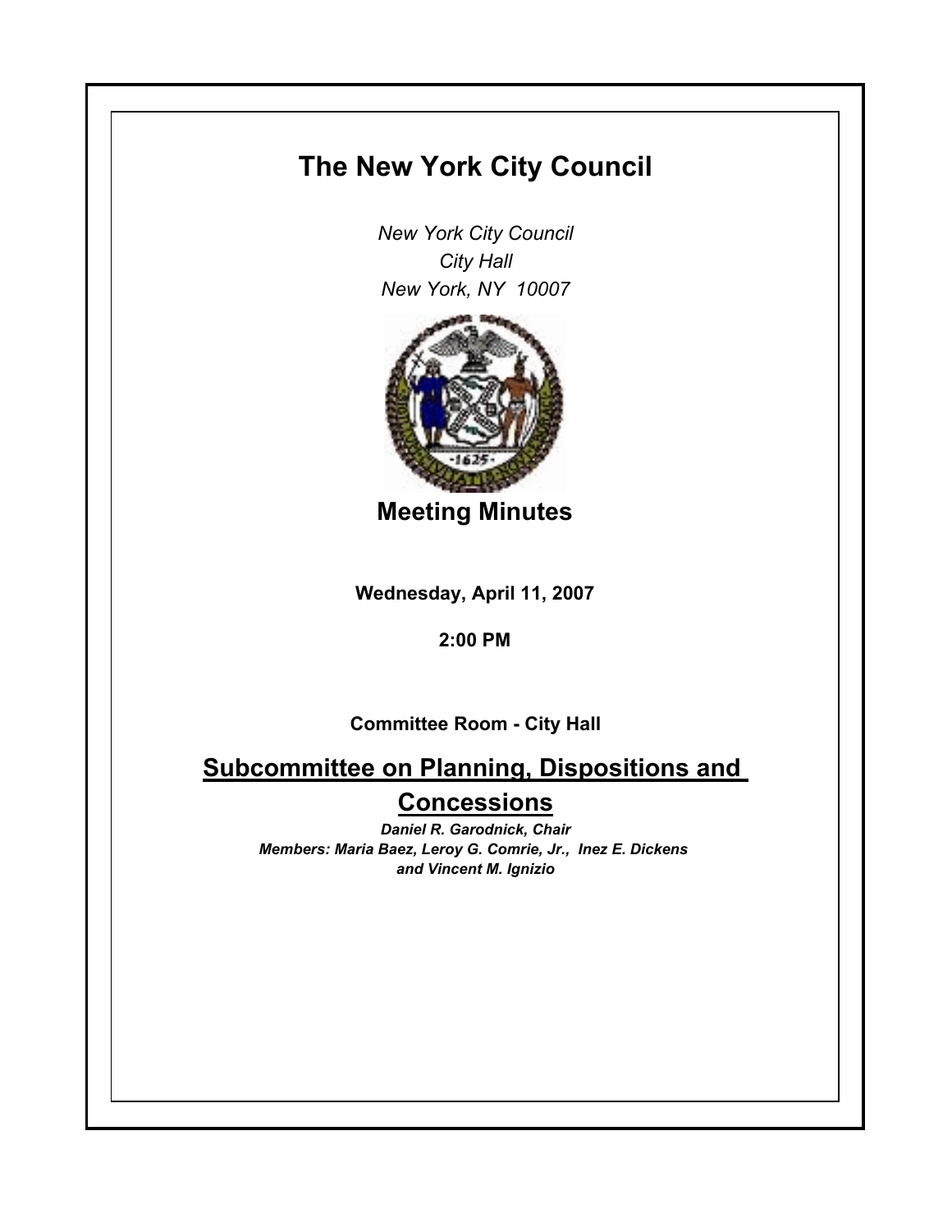# The New York City Council

*New York City Council*
*City Hall*
*New York, NY 10007*

## Meeting Minutes

**Wednesday, April 11, 2007**

**2:00 PM**

**Committee Room - City Hall**

## Subcommittee on Planning, Dispositions and Concessions

***Daniel R. Garodnick, Chair***
***Members: Maria Baez, Leroy G. Comrie, Jr., Inez E. Dickens and Vincent M. Ignizio***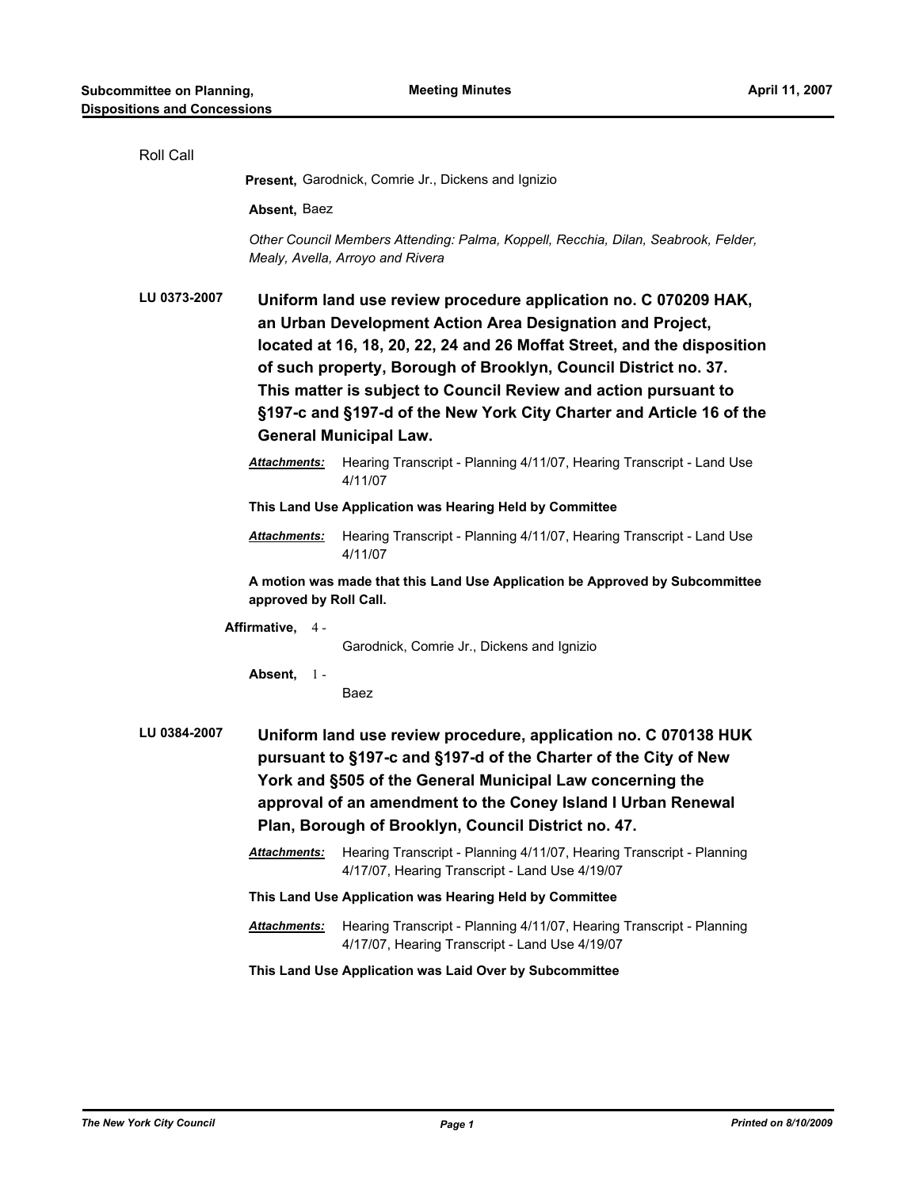Roll Call

**Present,** Garodnick, Comrie Jr., Dickens and Ignizio

**Absent,** Baez

*Other Council Members Attending: Palma, Koppell, Recchia, Dilan, Seabrook, Felder, Mealy, Avella, Arroyo and Rivera*

**LU 0373-2007** **Uniform land use review procedure application no. C 070209 HAK, an Urban Development Action Area Designation and Project, located at 16, 18, 20, 22, 24 and 26 Moffat Street, and the disposition of such property, Borough of Brooklyn, Council District no. 37. This matter is subject to Council Review and action pursuant to §197-c and §197-d of the New York City Charter and Article 16 of the General Municipal Law.**

***Attachments:*** Hearing Transcript - Planning 4/11/07, Hearing Transcript - Land Use 4/11/07

**This Land Use Application was Hearing Held by Committee**

***Attachments:*** Hearing Transcript - Planning 4/11/07, Hearing Transcript - Land Use 4/11/07

**A motion was made that this Land Use Application be Approved by Subcommittee approved by Roll Call.**

**Affirmative,** 4 - Garodnick, Comrie Jr., Dickens and Ignizio

**Absent,** 1 - Baez

**LU 0384-2007** **Uniform land use review procedure, application no. C 070138 HUK pursuant to §197-c and §197-d of the Charter of the City of New York and §505 of the General Municipal Law concerning the approval of an amendment to the Coney Island I Urban Renewal Plan, Borough of Brooklyn, Council District no. 47.**

***Attachments:*** Hearing Transcript - Planning 4/11/07, Hearing Transcript - Planning 4/17/07, Hearing Transcript - Land Use 4/19/07

**This Land Use Application was Hearing Held by Committee**

***Attachments:*** Hearing Transcript - Planning 4/11/07, Hearing Transcript - Planning 4/17/07, Hearing Transcript - Land Use 4/19/07

**This Land Use Application was Laid Over by Subcommittee**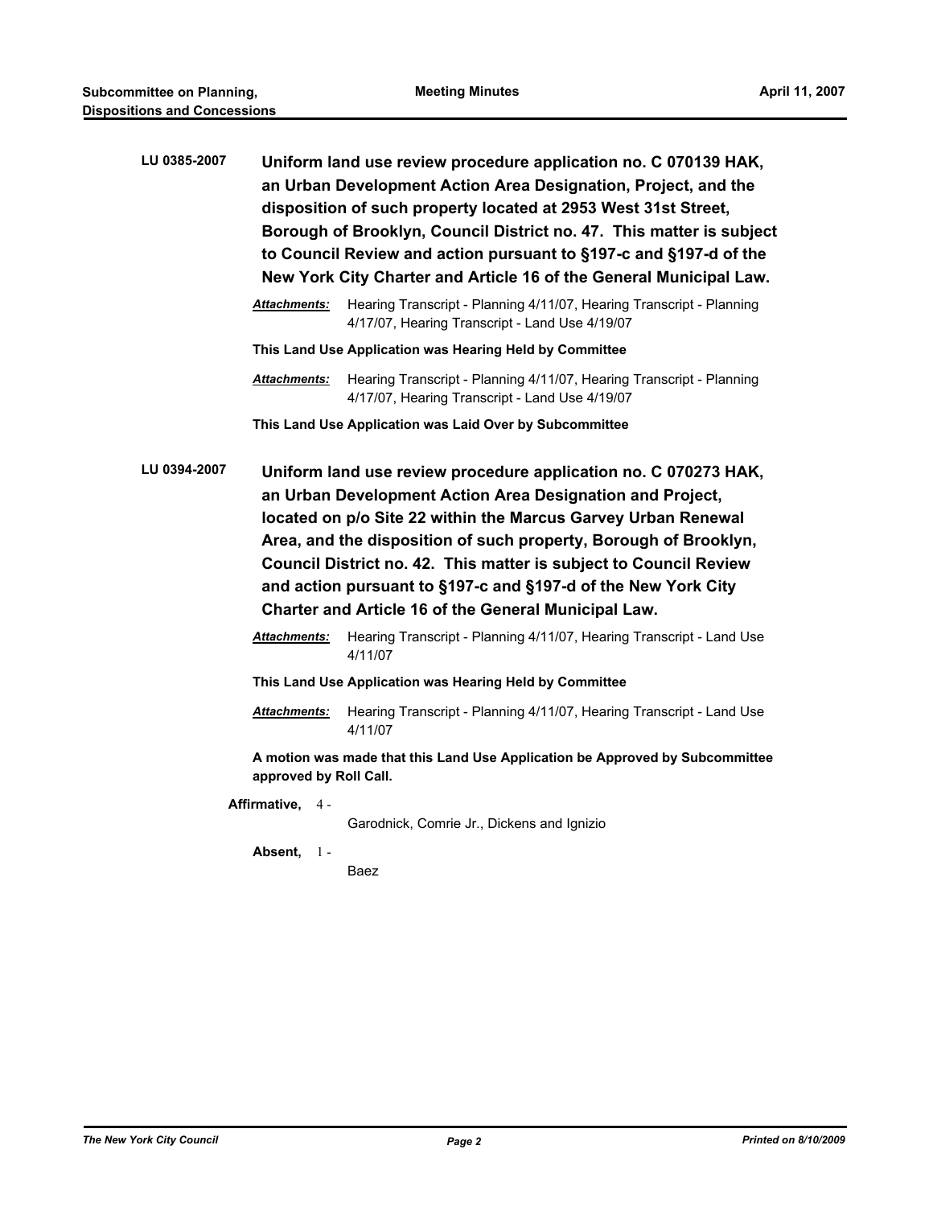**LU 0385-2007** **Uniform land use review procedure application no. C 070139 HAK, an Urban Development Action Area Designation, Project, and the disposition of such property located at 2953 West 31st Street, Borough of Brooklyn, Council District no. 47. This matter is subject to Council Review and action pursuant to §197-c and §197-d of the New York City Charter and Article 16 of the General Municipal Law.**

***Attachments:*** Hearing Transcript - Planning 4/11/07, Hearing Transcript - Planning 4/17/07, Hearing Transcript - Land Use 4/19/07

**This Land Use Application was Hearing Held by Committee**

***Attachments:*** Hearing Transcript - Planning 4/11/07, Hearing Transcript - Planning 4/17/07, Hearing Transcript - Land Use 4/19/07

**This Land Use Application was Laid Over by Subcommittee**

**LU 0394-2007** **Uniform land use review procedure application no. C 070273 HAK, an Urban Development Action Area Designation and Project, located on p/o Site 22 within the Marcus Garvey Urban Renewal Area, and the disposition of such property, Borough of Brooklyn, Council District no. 42. This matter is subject to Council Review and action pursuant to §197-c and §197-d of the New York City Charter and Article 16 of the General Municipal Law.**

***Attachments:*** Hearing Transcript - Planning 4/11/07, Hearing Transcript - Land Use 4/11/07

**This Land Use Application was Hearing Held by Committee**

***Attachments:*** Hearing Transcript - Planning 4/11/07, Hearing Transcript - Land Use 4/11/07

**A motion was made that this Land Use Application be Approved by Subcommittee approved by Roll Call.**

**Affirmative,** 4 - Garodnick, Comrie Jr., Dickens and Ignizio

**Absent,** 1 - Baez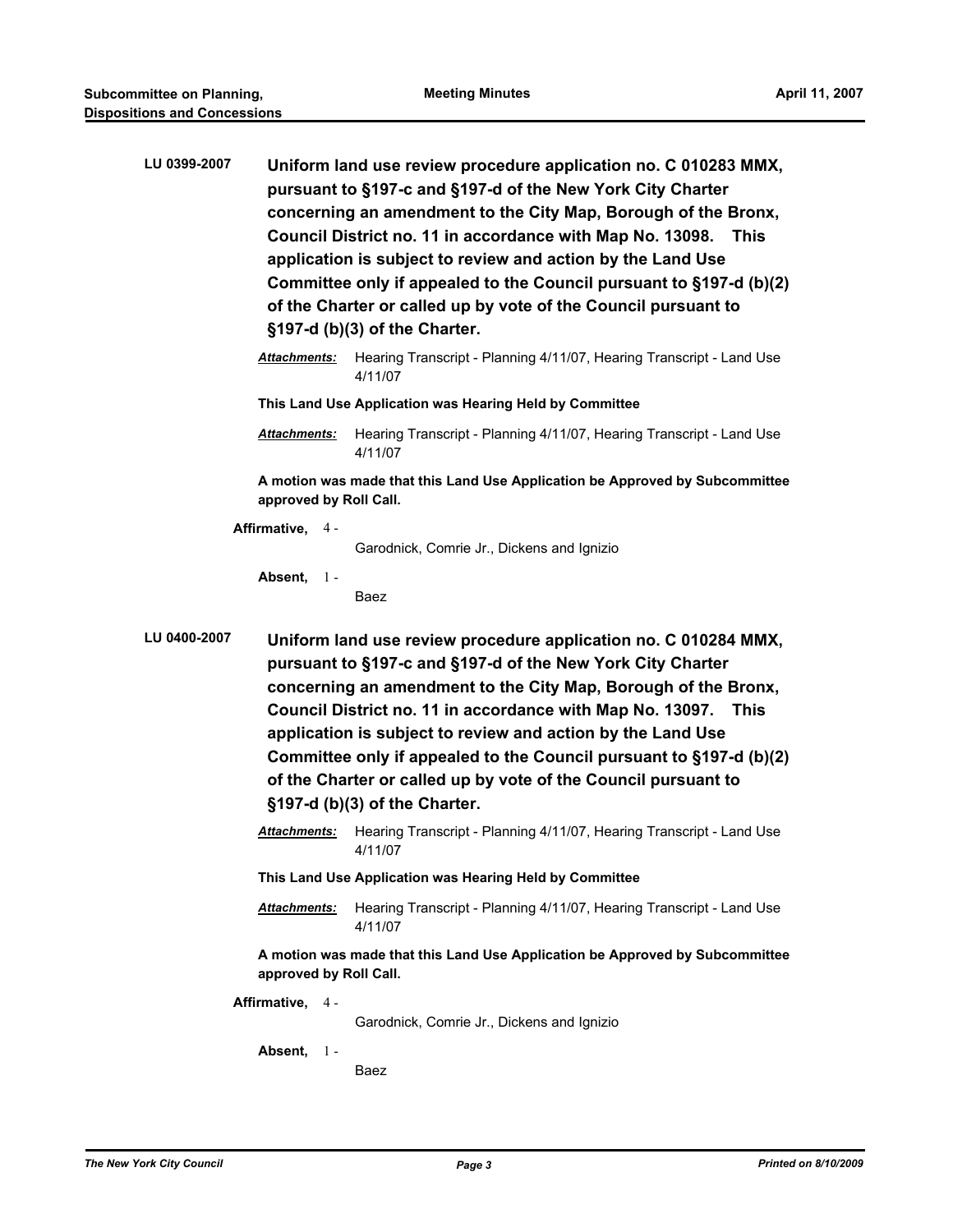**LU 0399-2007** **Uniform land use review procedure application no. C 010283 MMX, pursuant to §197-c and §197-d of the New York City Charter concerning an amendment to the City Map, Borough of the Bronx, Council District no. 11 in accordance with Map No. 13098. This application is subject to review and action by the Land Use Committee only if appealed to the Council pursuant to §197-d (b)(2) of the Charter or called up by vote of the Council pursuant to §197-d (b)(3) of the Charter.**

***Attachments:*** Hearing Transcript - Planning 4/11/07, Hearing Transcript - Land Use 4/11/07

**This Land Use Application was Hearing Held by Committee**

***Attachments:*** Hearing Transcript - Planning 4/11/07, Hearing Transcript - Land Use 4/11/07

**A motion was made that this Land Use Application be Approved by Subcommittee approved by Roll Call.**

**Affirmative,** 4 - Garodnick, Comrie Jr., Dickens and Ignizio

**Absent,** 1 - Baez

**LU 0400-2007** **Uniform land use review procedure application no. C 010284 MMX, pursuant to §197-c and §197-d of the New York City Charter concerning an amendment to the City Map, Borough of the Bronx, Council District no. 11 in accordance with Map No. 13097. This application is subject to review and action by the Land Use Committee only if appealed to the Council pursuant to §197-d (b)(2) of the Charter or called up by vote of the Council pursuant to §197-d (b)(3) of the Charter.**

***Attachments:*** Hearing Transcript - Planning 4/11/07, Hearing Transcript - Land Use 4/11/07

**This Land Use Application was Hearing Held by Committee**

***Attachments:*** Hearing Transcript - Planning 4/11/07, Hearing Transcript - Land Use 4/11/07

**A motion was made that this Land Use Application be Approved by Subcommittee approved by Roll Call.**

**Affirmative,** 4 - Garodnick, Comrie Jr., Dickens and Ignizio

**Absent,** 1 - Baez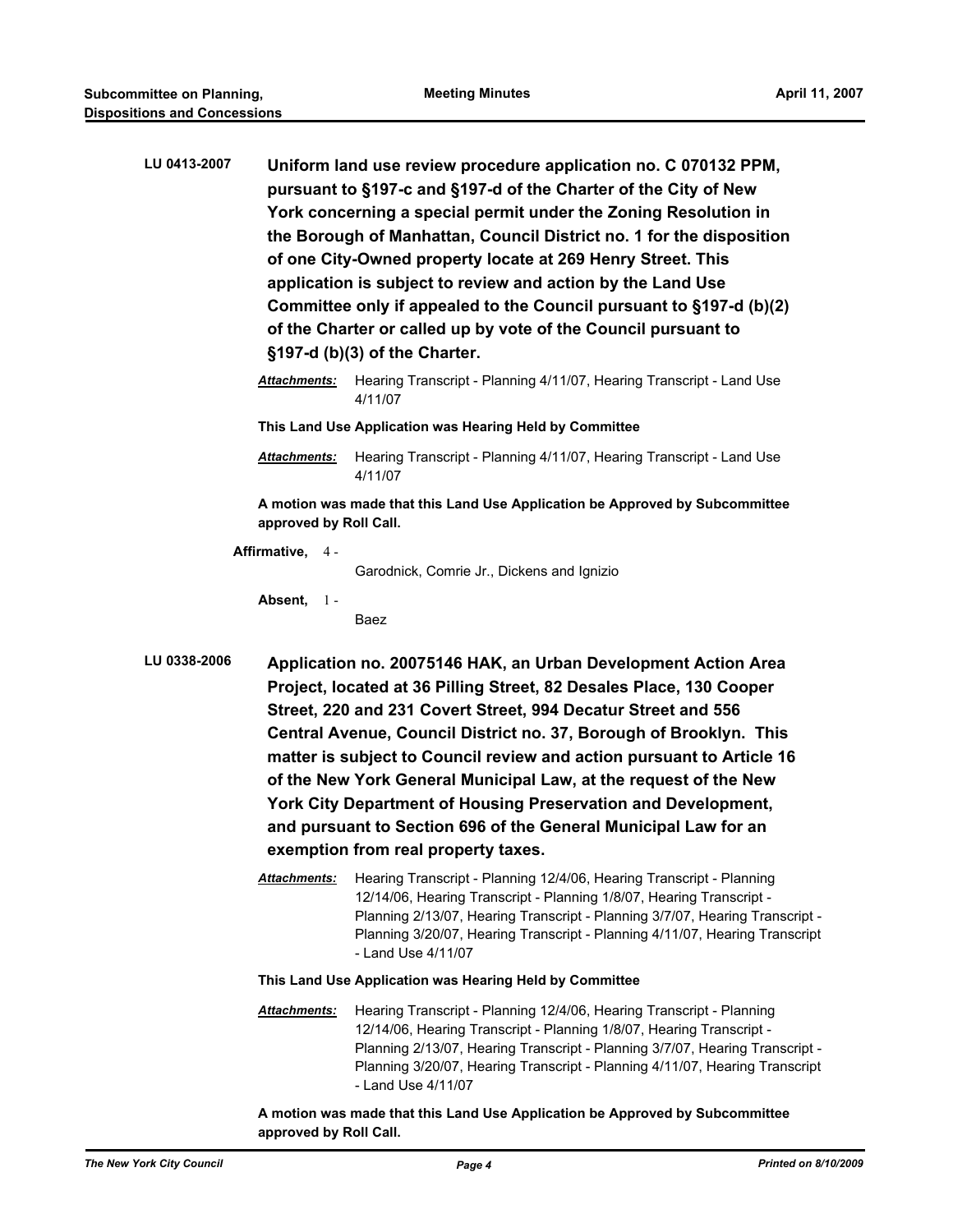**LU 0413-2007** **Uniform land use review procedure application no. C 070132 PPM, pursuant to §197-c and §197-d of the Charter of the City of New York concerning a special permit under the Zoning Resolution in the Borough of Manhattan, Council District no. 1 for the disposition of one City-Owned property locate at 269 Henry Street. This application is subject to review and action by the Land Use Committee only if appealed to the Council pursuant to §197-d (b)(2) of the Charter or called up by vote of the Council pursuant to §197-d (b)(3) of the Charter.**

***Attachments:*** Hearing Transcript - Planning 4/11/07, Hearing Transcript - Land Use 4/11/07

**This Land Use Application was Hearing Held by Committee**

***Attachments:*** Hearing Transcript - Planning 4/11/07, Hearing Transcript - Land Use 4/11/07

**A motion was made that this Land Use Application be Approved by Subcommittee approved by Roll Call.**

**Affirmative,** 4 - Garodnick, Comrie Jr., Dickens and Ignizio

**Absent,** 1 - Baez

**LU 0338-2006** **Application no. 20075146 HAK, an Urban Development Action Area Project, located at 36 Pilling Street, 82 Desales Place, 130 Cooper Street, 220 and 231 Covert Street, 994 Decatur Street and 556 Central Avenue, Council District no. 37, Borough of Brooklyn. This matter is subject to Council review and action pursuant to Article 16 of the New York General Municipal Law, at the request of the New York City Department of Housing Preservation and Development, and pursuant to Section 696 of the General Municipal Law for an exemption from real property taxes.**

***Attachments:*** Hearing Transcript - Planning 12/4/06, Hearing Transcript - Planning 12/14/06, Hearing Transcript - Planning 1/8/07, Hearing Transcript - Planning 2/13/07, Hearing Transcript - Planning 3/7/07, Hearing Transcript - Planning 3/20/07, Hearing Transcript - Planning 4/11/07, Hearing Transcript - Land Use 4/11/07

**This Land Use Application was Hearing Held by Committee**

***Attachments:*** Hearing Transcript - Planning 12/4/06, Hearing Transcript - Planning 12/14/06, Hearing Transcript - Planning 1/8/07, Hearing Transcript - Planning 2/13/07, Hearing Transcript - Planning 3/7/07, Hearing Transcript - Planning 3/20/07, Hearing Transcript - Planning 4/11/07, Hearing Transcript - Land Use 4/11/07

**A motion was made that this Land Use Application be Approved by Subcommittee approved by Roll Call.**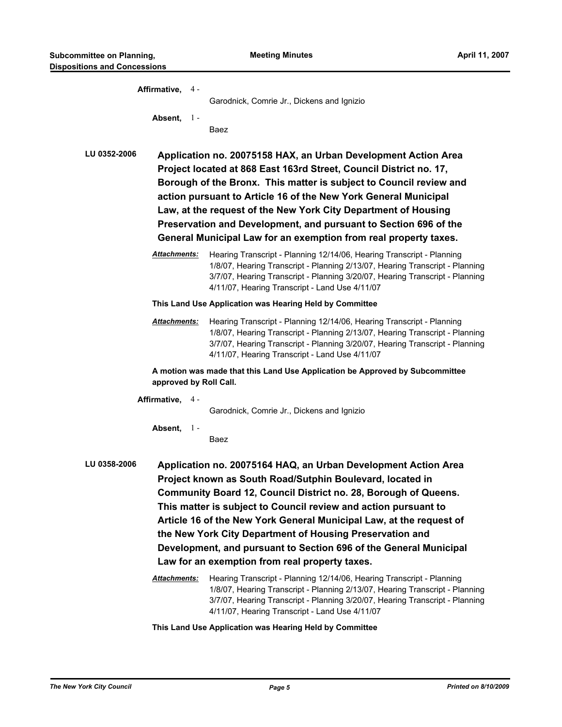**Affirmative,** 4 - Garodnick, Comrie Jr., Dickens and Ignizio

**Absent,** 1 - Baez

**LU 0352-2006** **Application no. 20075158 HAX, an Urban Development Action Area Project located at 868 East 163rd Street, Council District no. 17, Borough of the Bronx. This matter is subject to Council review and action pursuant to Article 16 of the New York General Municipal Law, at the request of the New York City Department of Housing Preservation and Development, and pursuant to Section 696 of the General Municipal Law for an exemption from real property taxes.**

***Attachments:*** Hearing Transcript - Planning 12/14/06, Hearing Transcript - Planning 1/8/07, Hearing Transcript - Planning 2/13/07, Hearing Transcript - Planning 3/7/07, Hearing Transcript - Planning 3/20/07, Hearing Transcript - Planning 4/11/07, Hearing Transcript - Land Use 4/11/07

**This Land Use Application was Hearing Held by Committee**

***Attachments:*** Hearing Transcript - Planning 12/14/06, Hearing Transcript - Planning 1/8/07, Hearing Transcript - Planning 2/13/07, Hearing Transcript - Planning 3/7/07, Hearing Transcript - Planning 3/20/07, Hearing Transcript - Planning 4/11/07, Hearing Transcript - Land Use 4/11/07

**A motion was made that this Land Use Application be Approved by Subcommittee approved by Roll Call.**

**Affirmative,** 4 - Garodnick, Comrie Jr., Dickens and Ignizio

**Absent,** 1 - Baez

**LU 0358-2006** **Application no. 20075164 HAQ, an Urban Development Action Area Project known as South Road/Sutphin Boulevard, located in Community Board 12, Council District no. 28, Borough of Queens. This matter is subject to Council review and action pursuant to Article 16 of the New York General Municipal Law, at the request of the New York City Department of Housing Preservation and Development, and pursuant to Section 696 of the General Municipal Law for an exemption from real property taxes.**

***Attachments:*** Hearing Transcript - Planning 12/14/06, Hearing Transcript - Planning 1/8/07, Hearing Transcript - Planning 2/13/07, Hearing Transcript - Planning 3/7/07, Hearing Transcript - Planning 3/20/07, Hearing Transcript - Planning 4/11/07, Hearing Transcript - Land Use 4/11/07

**This Land Use Application was Hearing Held by Committee**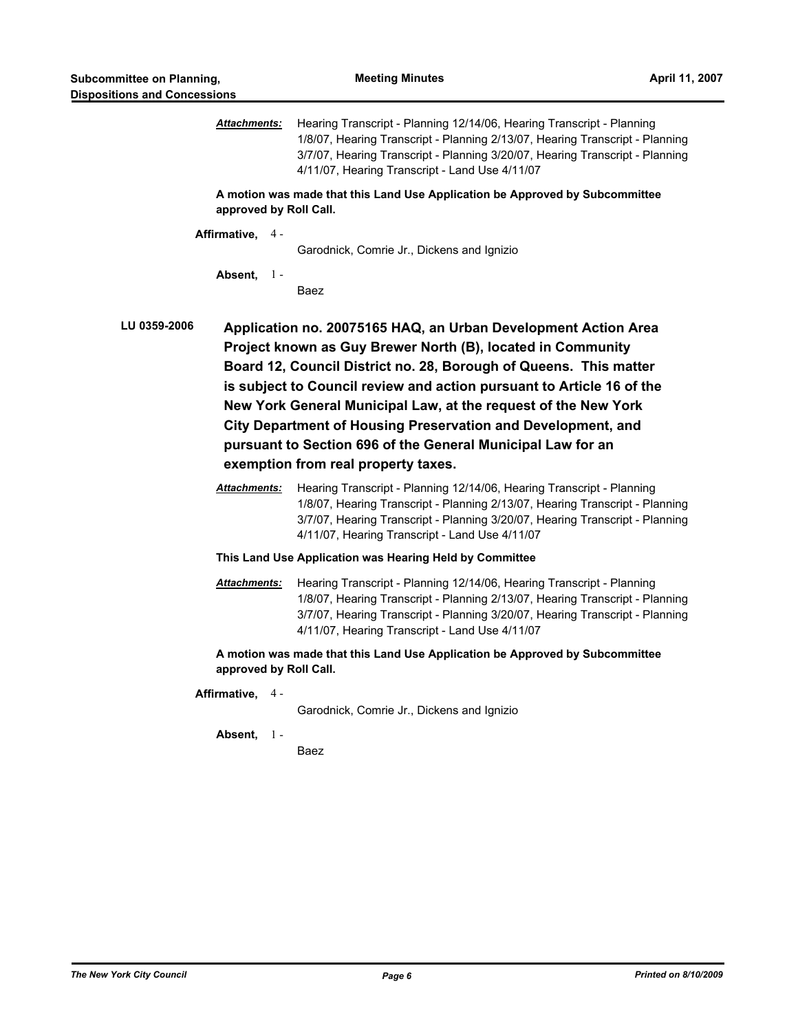***Attachments:*** Hearing Transcript - Planning 12/14/06, Hearing Transcript - Planning 1/8/07, Hearing Transcript - Planning 2/13/07, Hearing Transcript - Planning 3/7/07, Hearing Transcript - Planning 3/20/07, Hearing Transcript - Planning 4/11/07, Hearing Transcript - Land Use 4/11/07

**A motion was made that this Land Use Application be Approved by Subcommittee approved by Roll Call.**

**Affirmative,** 4 - Garodnick, Comrie Jr., Dickens and Ignizio

**Absent,** 1 - Baez

**LU 0359-2006** **Application no. 20075165 HAQ, an Urban Development Action Area Project known as Guy Brewer North (B), located in Community Board 12, Council District no. 28, Borough of Queens. This matter is subject to Council review and action pursuant to Article 16 of the New York General Municipal Law, at the request of the New York City Department of Housing Preservation and Development, and pursuant to Section 696 of the General Municipal Law for an exemption from real property taxes.**

***Attachments:*** Hearing Transcript - Planning 12/14/06, Hearing Transcript - Planning 1/8/07, Hearing Transcript - Planning 2/13/07, Hearing Transcript - Planning 3/7/07, Hearing Transcript - Planning 3/20/07, Hearing Transcript - Planning 4/11/07, Hearing Transcript - Land Use 4/11/07

**This Land Use Application was Hearing Held by Committee**

***Attachments:*** Hearing Transcript - Planning 12/14/06, Hearing Transcript - Planning 1/8/07, Hearing Transcript - Planning 2/13/07, Hearing Transcript - Planning 3/7/07, Hearing Transcript - Planning 3/20/07, Hearing Transcript - Planning 4/11/07, Hearing Transcript - Land Use 4/11/07

**A motion was made that this Land Use Application be Approved by Subcommittee approved by Roll Call.**

**Affirmative,** 4 - Garodnick, Comrie Jr., Dickens and Ignizio

**Absent,** 1 - Baez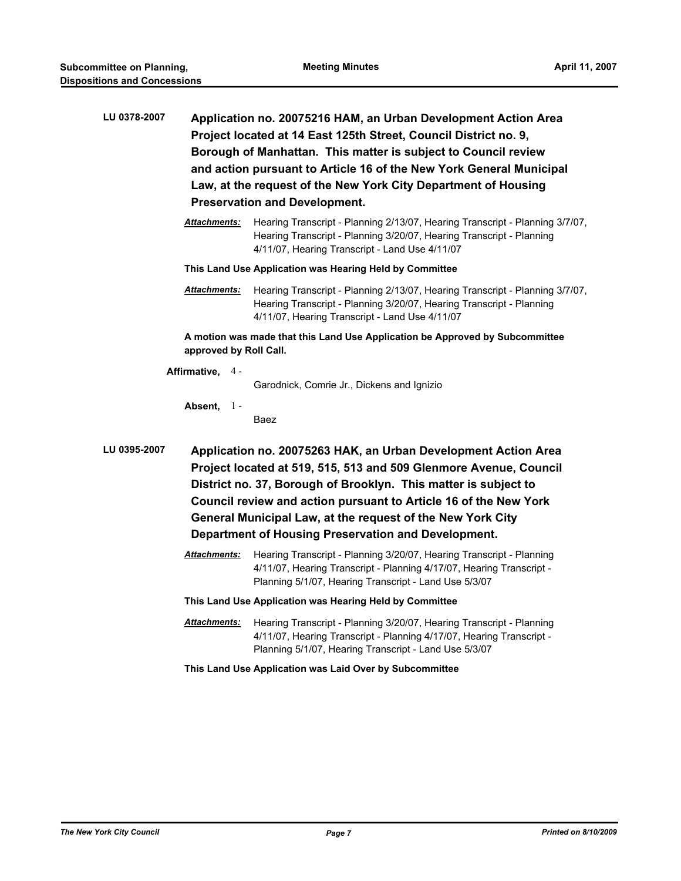**LU 0378-2007** **Application no. 20075216 HAM, an Urban Development Action Area Project located at 14 East 125th Street, Council District no. 9, Borough of Manhattan. This matter is subject to Council review and action pursuant to Article 16 of the New York General Municipal Law, at the request of the New York City Department of Housing Preservation and Development.**

***Attachments:*** Hearing Transcript - Planning 2/13/07, Hearing Transcript - Planning 3/7/07, Hearing Transcript - Planning 3/20/07, Hearing Transcript - Planning 4/11/07, Hearing Transcript - Land Use 4/11/07

**This Land Use Application was Hearing Held by Committee**

***Attachments:*** Hearing Transcript - Planning 2/13/07, Hearing Transcript - Planning 3/7/07, Hearing Transcript - Planning 3/20/07, Hearing Transcript - Planning 4/11/07, Hearing Transcript - Land Use 4/11/07

**A motion was made that this Land Use Application be Approved by Subcommittee approved by Roll Call.**

**Affirmative,** 4 - Garodnick, Comrie Jr., Dickens and Ignizio

**Absent,** 1 - Baez

**LU 0395-2007** **Application no. 20075263 HAK, an Urban Development Action Area Project located at 519, 515, 513 and 509 Glenmore Avenue, Council District no. 37, Borough of Brooklyn. This matter is subject to Council review and action pursuant to Article 16 of the New York General Municipal Law, at the request of the New York City Department of Housing Preservation and Development.**

***Attachments:*** Hearing Transcript - Planning 3/20/07, Hearing Transcript - Planning 4/11/07, Hearing Transcript - Planning 4/17/07, Hearing Transcript - Planning 5/1/07, Hearing Transcript - Land Use 5/3/07

**This Land Use Application was Hearing Held by Committee**

***Attachments:*** Hearing Transcript - Planning 3/20/07, Hearing Transcript - Planning 4/11/07, Hearing Transcript - Planning 4/17/07, Hearing Transcript - Planning 5/1/07, Hearing Transcript - Land Use 5/3/07

**This Land Use Application was Laid Over by Subcommittee**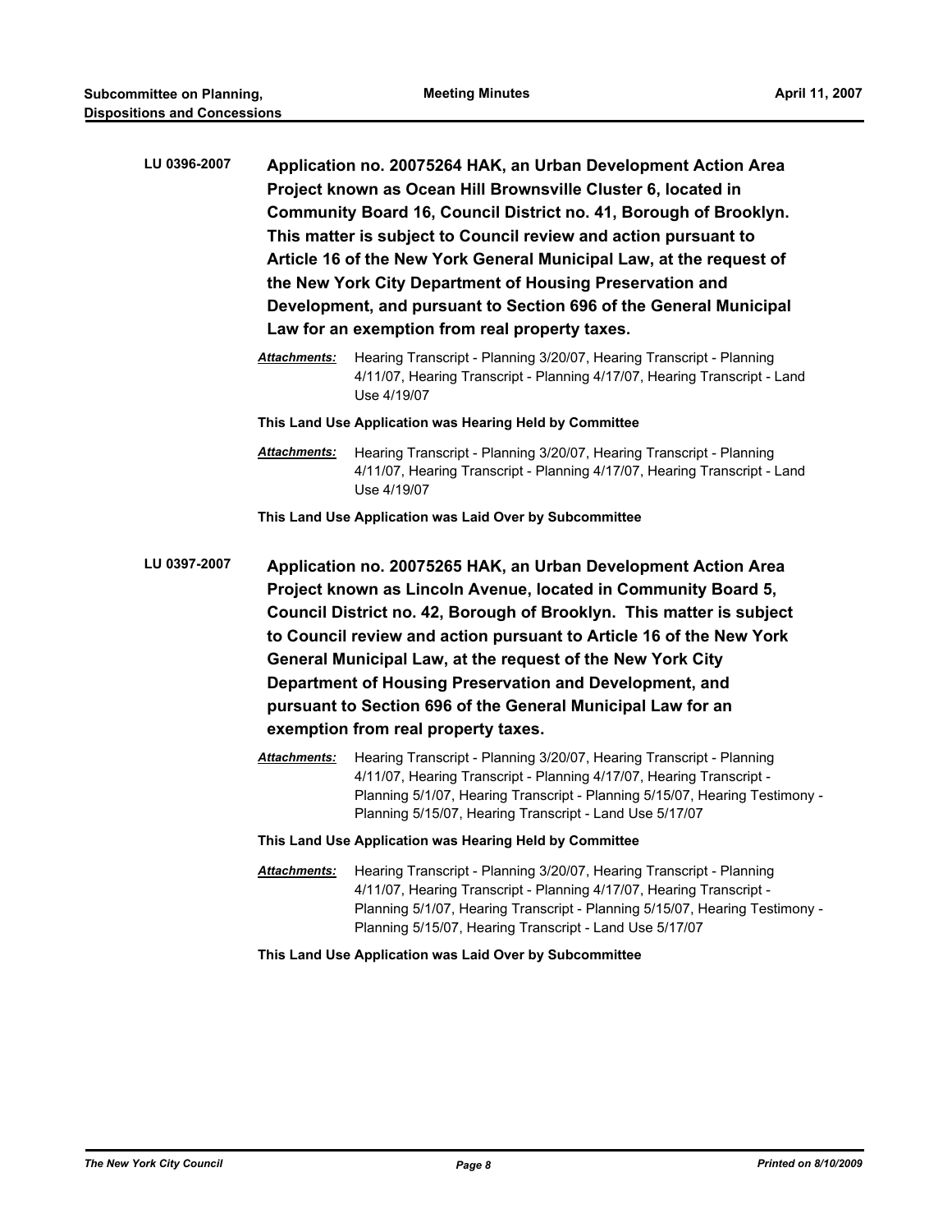**LU 0396-2007** **Application no. 20075264 HAK, an Urban Development Action Area Project known as Ocean Hill Brownsville Cluster 6, located in Community Board 16, Council District no. 41, Borough of Brooklyn. This matter is subject to Council review and action pursuant to Article 16 of the New York General Municipal Law, at the request of the New York City Department of Housing Preservation and Development, and pursuant to Section 696 of the General Municipal Law for an exemption from real property taxes.**

***Attachments:*** Hearing Transcript - Planning 3/20/07, Hearing Transcript - Planning 4/11/07, Hearing Transcript - Planning 4/17/07, Hearing Transcript - Land Use 4/19/07

**This Land Use Application was Hearing Held by Committee**

***Attachments:*** Hearing Transcript - Planning 3/20/07, Hearing Transcript - Planning 4/11/07, Hearing Transcript - Planning 4/17/07, Hearing Transcript - Land Use 4/19/07

**This Land Use Application was Laid Over by Subcommittee**

**LU 0397-2007** **Application no. 20075265 HAK, an Urban Development Action Area Project known as Lincoln Avenue, located in Community Board 5, Council District no. 42, Borough of Brooklyn. This matter is subject to Council review and action pursuant to Article 16 of the New York General Municipal Law, at the request of the New York City Department of Housing Preservation and Development, and pursuant to Section 696 of the General Municipal Law for an exemption from real property taxes.**

***Attachments:*** Hearing Transcript - Planning 3/20/07, Hearing Transcript - Planning 4/11/07, Hearing Transcript - Planning 4/17/07, Hearing Transcript - Planning 5/1/07, Hearing Transcript - Planning 5/15/07, Hearing Testimony - Planning 5/15/07, Hearing Transcript - Land Use 5/17/07

**This Land Use Application was Hearing Held by Committee**

***Attachments:*** Hearing Transcript - Planning 3/20/07, Hearing Transcript - Planning 4/11/07, Hearing Transcript - Planning 4/17/07, Hearing Transcript - Planning 5/1/07, Hearing Transcript - Planning 5/15/07, Hearing Testimony - Planning 5/15/07, Hearing Transcript - Land Use 5/17/07

**This Land Use Application was Laid Over by Subcommittee**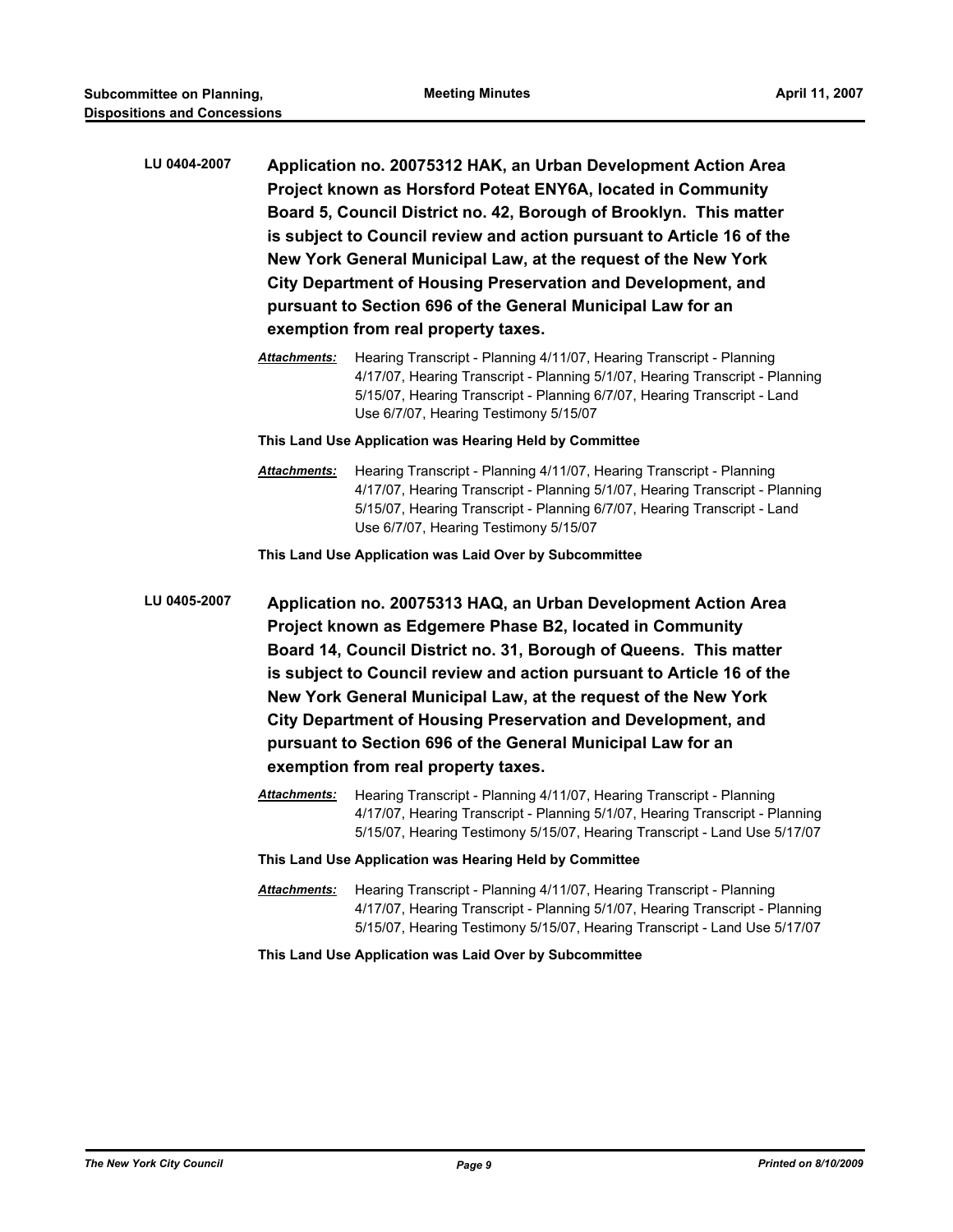**LU 0404-2007** **Application no. 20075312 HAK, an Urban Development Action Area Project known as Horsford Poteat ENY6A, located in Community Board 5, Council District no. 42, Borough of Brooklyn. This matter is subject to Council review and action pursuant to Article 16 of the New York General Municipal Law, at the request of the New York City Department of Housing Preservation and Development, and pursuant to Section 696 of the General Municipal Law for an exemption from real property taxes.**

***Attachments:*** Hearing Transcript - Planning 4/11/07, Hearing Transcript - Planning 4/17/07, Hearing Transcript - Planning 5/1/07, Hearing Transcript - Planning 5/15/07, Hearing Transcript - Planning 6/7/07, Hearing Transcript - Land Use 6/7/07, Hearing Testimony 5/15/07

**This Land Use Application was Hearing Held by Committee**

***Attachments:*** Hearing Transcript - Planning 4/11/07, Hearing Transcript - Planning 4/17/07, Hearing Transcript - Planning 5/1/07, Hearing Transcript - Planning 5/15/07, Hearing Transcript - Planning 6/7/07, Hearing Transcript - Land Use 6/7/07, Hearing Testimony 5/15/07

**This Land Use Application was Laid Over by Subcommittee**

**LU 0405-2007** **Application no. 20075313 HAQ, an Urban Development Action Area Project known as Edgemere Phase B2, located in Community Board 14, Council District no. 31, Borough of Queens. This matter is subject to Council review and action pursuant to Article 16 of the New York General Municipal Law, at the request of the New York City Department of Housing Preservation and Development, and pursuant to Section 696 of the General Municipal Law for an exemption from real property taxes.**

***Attachments:*** Hearing Transcript - Planning 4/11/07, Hearing Transcript - Planning 4/17/07, Hearing Transcript - Planning 5/1/07, Hearing Transcript - Planning 5/15/07, Hearing Testimony 5/15/07, Hearing Transcript - Land Use 5/17/07

**This Land Use Application was Hearing Held by Committee**

***Attachments:*** Hearing Transcript - Planning 4/11/07, Hearing Transcript - Planning 4/17/07, Hearing Transcript - Planning 5/1/07, Hearing Transcript - Planning 5/15/07, Hearing Testimony 5/15/07, Hearing Transcript - Land Use 5/17/07

**This Land Use Application was Laid Over by Subcommittee**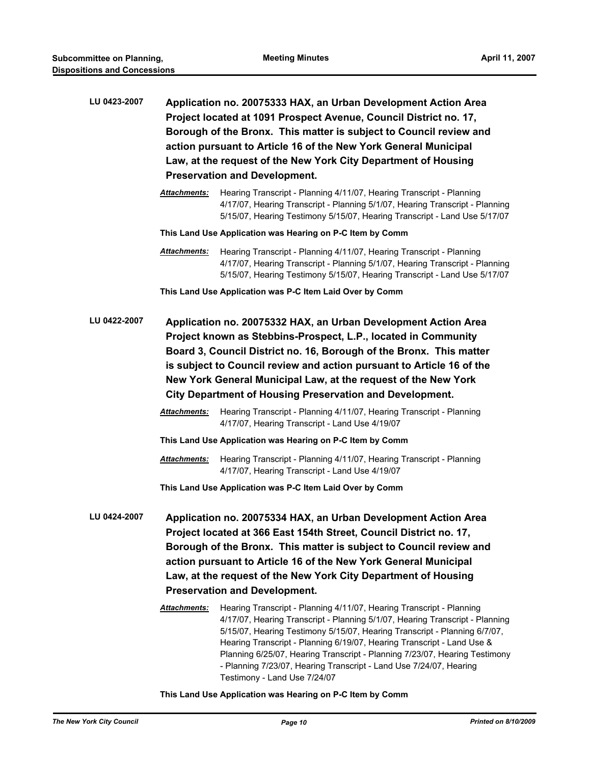**LU 0423-2007** **Application no. 20075333 HAX, an Urban Development Action Area Project located at 1091 Prospect Avenue, Council District no. 17, Borough of the Bronx. This matter is subject to Council review and action pursuant to Article 16 of the New York General Municipal Law, at the request of the New York City Department of Housing Preservation and Development.**

***Attachments:*** Hearing Transcript - Planning 4/11/07, Hearing Transcript - Planning 4/17/07, Hearing Transcript - Planning 5/1/07, Hearing Transcript - Planning 5/15/07, Hearing Testimony 5/15/07, Hearing Transcript - Land Use 5/17/07

**This Land Use Application was Hearing on P-C Item by Comm**

***Attachments:*** Hearing Transcript - Planning 4/11/07, Hearing Transcript - Planning 4/17/07, Hearing Transcript - Planning 5/1/07, Hearing Transcript - Planning 5/15/07, Hearing Testimony 5/15/07, Hearing Transcript - Land Use 5/17/07

**This Land Use Application was P-C Item Laid Over by Comm**

**LU 0422-2007** **Application no. 20075332 HAX, an Urban Development Action Area Project known as Stebbins-Prospect, L.P., located in Community Board 3, Council District no. 16, Borough of the Bronx. This matter is subject to Council review and action pursuant to Article 16 of the New York General Municipal Law, at the request of the New York City Department of Housing Preservation and Development.**

***Attachments:*** Hearing Transcript - Planning 4/11/07, Hearing Transcript - Planning 4/17/07, Hearing Transcript - Land Use 4/19/07

**This Land Use Application was Hearing on P-C Item by Comm**

***Attachments:*** Hearing Transcript - Planning 4/11/07, Hearing Transcript - Planning 4/17/07, Hearing Transcript - Land Use 4/19/07

**This Land Use Application was P-C Item Laid Over by Comm**

**LU 0424-2007** **Application no. 20075334 HAX, an Urban Development Action Area Project located at 366 East 154th Street, Council District no. 17, Borough of the Bronx. This matter is subject to Council review and action pursuant to Article 16 of the New York General Municipal Law, at the request of the New York City Department of Housing Preservation and Development.**

***Attachments:*** Hearing Transcript - Planning 4/11/07, Hearing Transcript - Planning 4/17/07, Hearing Transcript - Planning 5/1/07, Hearing Transcript - Planning 5/15/07, Hearing Testimony 5/15/07, Hearing Transcript - Planning 6/7/07, Hearing Transcript - Planning 6/19/07, Hearing Transcript - Land Use & Planning 6/25/07, Hearing Transcript - Planning 7/23/07, Hearing Testimony - Planning 7/23/07, Hearing Transcript - Land Use 7/24/07, Hearing Testimony - Land Use 7/24/07

**This Land Use Application was Hearing on P-C Item by Comm**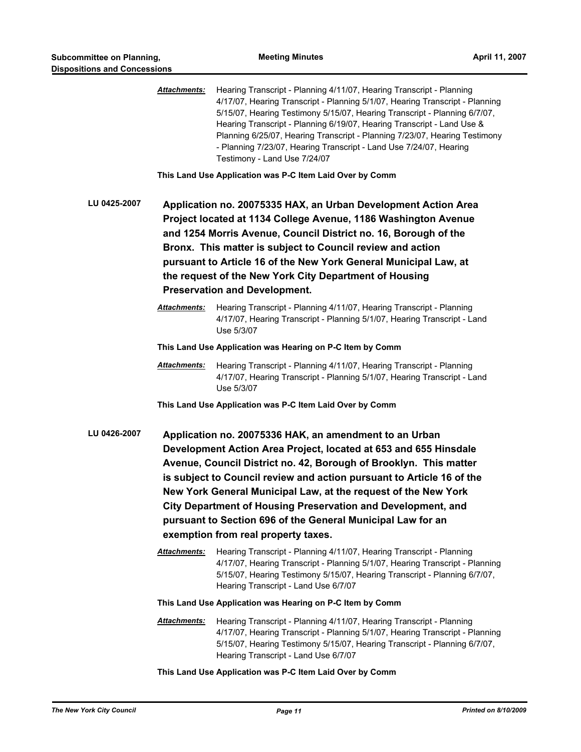*Attachments:* Hearing Transcript - Planning 4/11/07, Hearing Transcript - Planning 4/17/07, Hearing Transcript - Planning 5/1/07, Hearing Transcript - Planning 5/15/07, Hearing Testimony 5/15/07, Hearing Transcript - Planning 6/7/07, Hearing Transcript - Planning 6/19/07, Hearing Transcript - Land Use & Planning 6/25/07, Hearing Transcript - Planning 7/23/07, Hearing Testimony - Planning 7/23/07, Hearing Transcript - Land Use 7/24/07, Hearing Testimony - Land Use 7/24/07

**This Land Use Application was P-C Item Laid Over by Comm**

**LU 0425-2007** **Application no. 20075335 HAX, an Urban Development Action Area Project located at 1134 College Avenue, 1186 Washington Avenue and 1254 Morris Avenue, Council District no. 16, Borough of the Bronx. This matter is subject to Council review and action pursuant to Article 16 of the New York General Municipal Law, at the request of the New York City Department of Housing Preservation and Development.**

*Attachments:* Hearing Transcript - Planning 4/11/07, Hearing Transcript - Planning 4/17/07, Hearing Transcript - Planning 5/1/07, Hearing Transcript - Land Use 5/3/07

**This Land Use Application was Hearing on P-C Item by Comm**

*Attachments:* Hearing Transcript - Planning 4/11/07, Hearing Transcript - Planning 4/17/07, Hearing Transcript - Planning 5/1/07, Hearing Transcript - Land Use 5/3/07

**This Land Use Application was P-C Item Laid Over by Comm**

**LU 0426-2007** **Application no. 20075336 HAK, an amendment to an Urban Development Action Area Project, located at 653 and 655 Hinsdale Avenue, Council District no. 42, Borough of Brooklyn. This matter is subject to Council review and action pursuant to Article 16 of the New York General Municipal Law, at the request of the New York City Department of Housing Preservation and Development, and pursuant to Section 696 of the General Municipal Law for an exemption from real property taxes.**

*Attachments:* Hearing Transcript - Planning 4/11/07, Hearing Transcript - Planning 4/17/07, Hearing Transcript - Planning 5/1/07, Hearing Transcript - Planning 5/15/07, Hearing Testimony 5/15/07, Hearing Transcript - Planning 6/7/07, Hearing Transcript - Land Use 6/7/07

**This Land Use Application was Hearing on P-C Item by Comm**

*Attachments:* Hearing Transcript - Planning 4/11/07, Hearing Transcript - Planning 4/17/07, Hearing Transcript - Planning 5/1/07, Hearing Transcript - Planning 5/15/07, Hearing Testimony 5/15/07, Hearing Transcript - Planning 6/7/07, Hearing Transcript - Land Use 6/7/07

**This Land Use Application was P-C Item Laid Over by Comm**